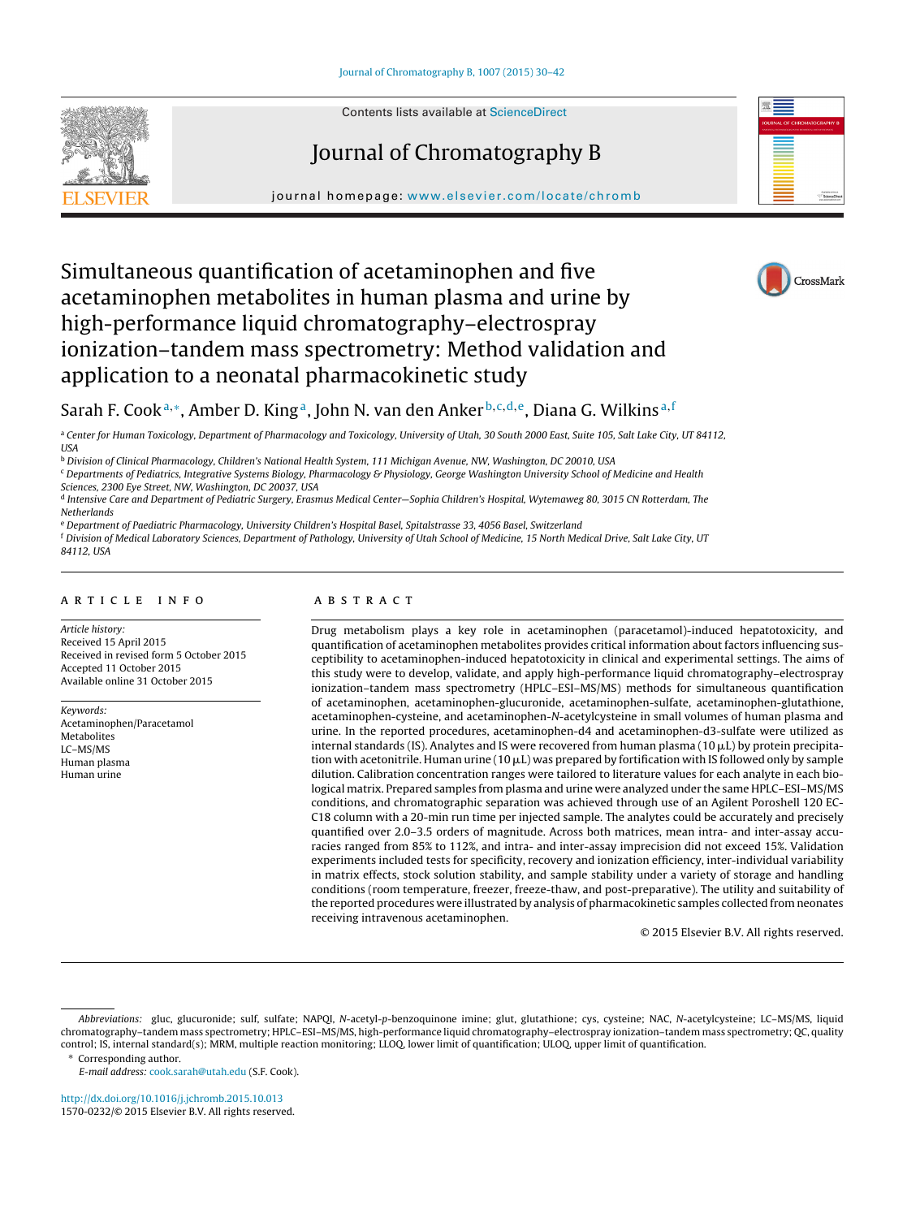# Simultaneous quantification of acetaminophen and five acetaminophen metabolites in human plasma and urine by high-performance liquid chromatography–electrospray ionization–tandem mass spectrometry: Method validation and application to a neonatal pharmacokinetic study

Sarah F. Cook[a,*], Amber D. King[a], John N. van den Anker[b,c,d,e], Diana G. Wilkins[a,f]

[a] Center for Human Toxicology, Department of Pharmacology and Toxicology, University of Utah, 30 South 2000 East, Suite 105, Salt Lake City, UT 84112, USA

[b] Division of Clinical Pharmacology, Children's National Health System, 111 Michigan Avenue, NW, Washington, DC 20010, USA

[c] Departments of Pediatrics, Integrative Systems Biology, Pharmacology & Physiology, George Washington University School of Medicine and Health Sciences, 2300 Eye Street, NW, Washington, DC 20037, USA

[d] Intensive Care and Department of Pediatric Surgery, Erasmus Medical Center—Sophia Children's Hospital, Wytemaweg 80, 3015 CN Rotterdam, The Netherlands

[e] Department of Paediatric Pharmacology, University Children's Hospital Basel, Spitalstrasse 33, 4056 Basel, Switzerland

[f] Division of Medical Laboratory Sciences, Department of Pathology, University of Utah School of Medicine, 15 North Medical Drive, Salt Lake City, UT 84112, USA

## ARTICLE INFO

*Article history:*
Received 15 April 2015
Received in revised form 5 October 2015
Accepted 11 October 2015
Available online 31 October 2015

*Keywords:*
Acetaminophen/Paracetamol
Metabolites
LC–MS/MS
Human plasma
Human urine

## ABSTRACT

Drug metabolism plays a key role in acetaminophen (paracetamol)-induced hepatotoxicity, and quantification of acetaminophen metabolites provides critical information about factors influencing susceptibility to acetaminophen-induced hepatotoxicity in clinical and experimental settings. The aims of this study were to develop, validate, and apply high-performance liquid chromatography–electrospray ionization–tandem mass spectrometry (HPLC–ESI–MS/MS) methods for simultaneous quantification of acetaminophen, acetaminophen-glucuronide, acetaminophen-sulfate, acetaminophen-glutathione, acetaminophen-cysteine, and acetaminophen-*N*-acetylcysteine in small volumes of human plasma and urine. In the reported procedures, acetaminophen-d4 and acetaminophen-d3-sulfate were utilized as internal standards (IS). Analytes and IS were recovered from human plasma (10 μL) by protein precipitation with acetonitrile. Human urine (10 μL) was prepared by fortification with IS followed only by sample dilution. Calibration concentration ranges were tailored to literature values for each analyte in each biological matrix. Prepared samples from plasma and urine were analyzed under the same HPLC–ESI–MS/MS conditions, and chromatographic separation was achieved through use of an Agilent Poroshell 120 EC-C18 column with a 20-min run time per injected sample. The analytes could be accurately and precisely quantified over 2.0–3.5 orders of magnitude. Across both matrices, mean intra- and inter-assay accuracies ranged from 85% to 112%, and intra- and inter-assay imprecision did not exceed 15%. Validation experiments included tests for specificity, recovery and ionization efficiency, inter-individual variability in matrix effects, stock solution stability, and sample stability under a variety of storage and handling conditions (room temperature, freezer, freeze-thaw, and post-preparative). The utility and suitability of the reported procedures were illustrated by analysis of pharmacokinetic samples collected from neonates receiving intravenous acetaminophen.

© 2015 Elsevier B.V. All rights reserved.

---

*Abbreviations:* gluc, glucuronide; sulf, sulfate; NAPQI, *N*-acetyl-*p*-benzoquinone imine; glut, glutathione; cys, cysteine; NAC, *N*-acetylcysteine; LC–MS/MS, liquid chromatography–tandem mass spectrometry; HPLC–ESI–MS/MS, high-performance liquid chromatography–electrospray ionization–tandem mass spectrometry; QC, quality control; IS, internal standard(s); MRM, multiple reaction monitoring; LLOQ, lower limit of quantification; ULOQ, upper limit of quantification.

\* Corresponding author.
E-mail address: cook.sarah@utah.edu (S.F. Cook).

http://dx.doi.org/10.1016/j.jchromb.2015.10.013
1570-0232/© 2015 Elsevier B.V. All rights reserved.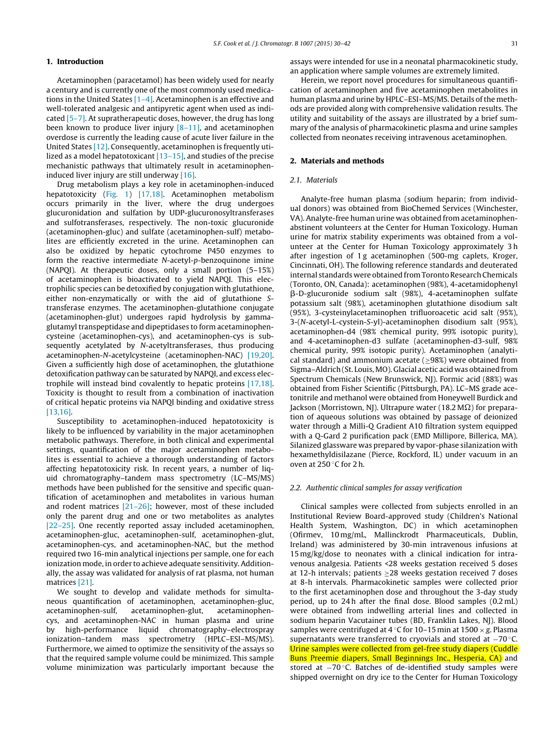## 1. Introduction

Acetaminophen (paracetamol) has been widely used for nearly a century and is currently one of the most commonly used medications in the United States [1–4]. Acetaminophen is an effective and well-tolerated analgesic and antipyretic agent when used as indicated [5–7]. At supratherapeutic doses, however, the drug has long been known to produce liver injury [8–11], and acetaminophen overdose is currently the leading cause of acute liver failure in the United States [12]. Consequently, acetaminophen is frequently utilized as a model hepatotoxicant [13–15], and studies of the precise mechanistic pathways that ultimately result in acetaminophen-induced liver injury are still underway [16].

Drug metabolism plays a key role in acetaminophen-induced hepatotoxicity (Fig. 1) [17,18]. Acetaminophen metabolism occurs primarily in the liver, where the drug undergoes glucuronidation and sulfation by UDP-glucuronosyltransferases and sulfotransferases, respectively. The non-toxic glucuronide (acetaminophen-gluc) and sulfate (acetaminophen-sulf) metabolites are efficiently excreted in the urine. Acetaminophen can also be oxidized by hepatic cytochrome P450 enzymes to form the reactive intermediate *N*-acetyl-*p*-benzoquinone imine (NAPQI). At therapeutic doses, only a small portion (5–15%) of acetaminophen is bioactivated to yield NAPQI. This electrophilic species can be detoxified by conjugation with glutathione, either non-enzymatically or with the aid of glutathione *S*-transferase enzymes. The acetaminophen-glutathione conjugate (acetaminophen-glut) undergoes rapid hydrolysis by gamma-glutamyl transpeptidase and dipeptidases to form acetaminophen-cysteine (acetaminophen-cys), and acetaminophen-cys is subsequently acetylated by *N*-acetyltransferases, thus producing acetaminophen-*N*-acetylcysteine (acetaminophen-NAC) [19,20]. Given a sufficiently high dose of acetaminophen, the glutathione detoxification pathway can be saturated by NAPQI, and excess electrophile will instead bind covalently to hepatic proteins [17,18]. Toxicity is thought to result from a combination of inactivation of critical hepatic proteins via NAPQI binding and oxidative stress [13,16].

Susceptibility to acetaminophen-induced hepatotoxicity is likely to be influenced by variability in the major acetaminophen metabolic pathways. Therefore, in both clinical and experimental settings, quantification of the major acetaminophen metabolites is essential to achieve a thorough understanding of factors affecting hepatotoxicity risk. In recent years, a number of liquid chromatography–tandem mass spectrometry (LC–MS/MS) methods have been published for the sensitive and specific quantification of acetaminophen and metabolites in various human and rodent matrices [21–26]; however, most of these included only the parent drug and one or two metabolites as analytes [22–25]. One recently reported assay included acetaminophen, acetaminophen-gluc, acetaminophen-sulf, acetaminophen-glut, acetaminophen-cys, and acetaminophen-NAC, but the method required two 16-min analytical injections per sample, one for each ionization mode, in order to achieve adequate sensitivity. Additionally, the assay was validated for analysis of rat plasma, not human matrices [21].

We sought to develop and validate methods for simultaneous quantification of acetaminophen, acetaminophen-gluc, acetaminophen-sulf, acetaminophen-glut, acetaminophen-cys, and acetaminophen-NAC in human plasma and urine by high-performance liquid chromatography–electrospray ionization–tandem mass spectrometry (HPLC–ESI–MS/MS). Furthermore, we aimed to optimize the sensitivity of the assays so that the required sample volume could be minimized. This sample volume minimization was particularly important because the assays were intended for use in a neonatal pharmacokinetic study, an application where sample volumes are extremely limited.

Herein, we report novel procedures for simultaneous quantification of acetaminophen and five acetaminophen metabolites in human plasma and urine by HPLC–ESI–MS/MS. Details of the methods are provided along with comprehensive validation results. The utility and suitability of the assays are illustrated by a brief summary of the analysis of pharmacokinetic plasma and urine samples collected from neonates receiving intravenous acetaminophen.

## 2. Materials and methods

### 2.1. Materials

Analyte-free human plasma (sodium heparin; from individual donors) was obtained from BioChemed Services (Winchester, VA). Analyte-free human urine was obtained from acetaminophen-abstinent volunteers at the Center for Human Toxicology. Human urine for matrix stability experiments was obtained from a volunteer at the Center for Human Toxicology approximately 3 h after ingestion of 1 g acetaminophen (500-mg caplets, Kroger, Cincinnati, OH). The following reference standards and deuterated internal standards were obtained from Toronto Research Chemicals (Toronto, ON, Canada): acetaminophen (98%), 4-acetamidophenyl β-D-glucuronide sodium salt (98%), 4-acetaminophen sulfate potassium salt (98%), acetaminophen glutathione disodium salt (95%), 3-cysteinylacetaminophen trifluoroacetic acid salt (95%), 3-(*N*-acetyl-L-cystein-*S*-yl)-acetaminophen disodium salt (95%), acetaminophen-d4 (98% chemical purity, 99% isotopic purity), and 4-acetaminophen-d3 sulfate (acetaminophen-d3-sulf, 98% chemical purity, 99% isotopic purity). Acetaminophen (analytical standard) and ammonium acetate (≥98%) were obtained from Sigma–Aldrich (St. Louis, MO). Glacial acetic acid was obtained from Spectrum Chemicals (New Brunswick, NJ). Formic acid (88%) was obtained from Fisher Scientific (Pittsburgh, PA). LC–MS grade acetonitrile and methanol were obtained from Honeywell Burdick and Jackson (Morristown, NJ). Ultrapure water (18.2 MΩ) for preparation of aqueous solutions was obtained by passage of deionized water through a Milli-Q Gradient A10 filtration system equipped with a Q-Gard 2 purification pack (EMD Millipore, Billerica, MA). Silanized glassware was prepared by vapor-phase silanization with hexamethyldisilazane (Pierce, Rockford, IL) under vacuum in an oven at 250 °C for 2 h.

### 2.2. Authentic clinical samples for assay verification

Clinical samples were collected from subjects enrolled in an Institutional Review Board-approved study (Children's National Health System, Washington, DC) in which acetaminophen (Ofirmev, 10 mg/mL, Mallinckrodt Pharmaceuticals, Dublin, Ireland) was administered by 30-min intravenous infusions at 15 mg/kg/dose to neonates with a clinical indication for intravenous analgesia. Patients <28 weeks gestation received 5 doses at 12-h intervals; patients ≥28 weeks gestation received 7 doses at 8-h intervals. Pharmacokinetic samples were collected prior to the first acetaminophen dose and throughout the 3-day study period, up to 24 h after the final dose. Blood samples (0.2 mL) were obtained from indwelling arterial lines and collected in sodium heparin Vacutainer tubes (BD, Franklin Lakes, NJ). Blood samples were centrifuged at 4 °C for 10–15 min at 1500 × *g*. Plasma supernatants were transferred to cryovials and stored at −70 °C. Urine samples were collected from gel-free study diapers (Cuddle Buns Preemie diapers, Small Beginnings Inc., Hesperia, CA) and stored at −70 °C. Batches of de-identified study samples were shipped overnight on dry ice to the Center for Human Toxicology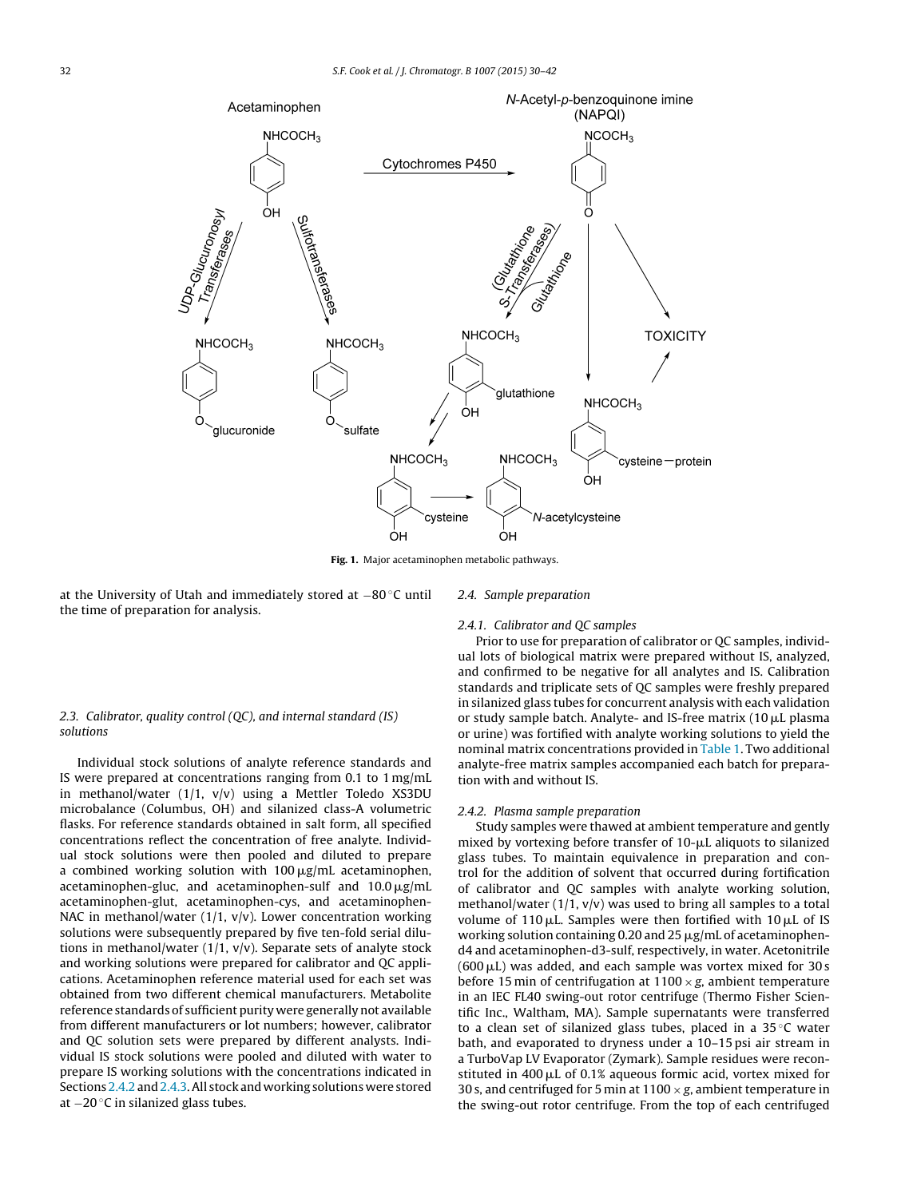Fig. 1. Major acetaminophen metabolic pathways.

at the University of Utah and immediately stored at −80 °C until the time of preparation for analysis.

### 2.3. Calibrator, quality control (QC), and internal standard (IS) solutions

Individual stock solutions of analyte reference standards and IS were prepared at concentrations ranging from 0.1 to 1 mg/mL in methanol/water (1/1, v/v) using a Mettler Toledo XS3DU microbalance (Columbus, OH) and silanized class-A volumetric flasks. For reference standards obtained in salt form, all specified concentrations reflect the concentration of free analyte. Individual stock solutions were then pooled and diluted to prepare a combined working solution with 100 μg/mL acetaminophen, acetaminophen-gluc, and acetaminophen-sulf and 10.0 μg/mL acetaminophen-glut, acetaminophen-cys, and acetaminophen-NAC in methanol/water (1/1, v/v). Lower concentration working solutions were subsequently prepared by five ten-fold serial dilutions in methanol/water (1/1, v/v). Separate sets of analyte stock and working solutions were prepared for calibrator and QC applications. Acetaminophen reference material used for each set was obtained from two different chemical manufacturers. Metabolite reference standards of sufficient purity were generally not available from different manufacturers or lot numbers; however, calibrator and QC solution sets were prepared by different analysts. Individual IS stock solutions were pooled and diluted with water to prepare IS working solutions with the concentrations indicated in Sections 2.4.2 and 2.4.3. All stock and working solutions were stored at −20 °C in silanized glass tubes.

### 2.4. Sample preparation

#### 2.4.1. Calibrator and QC samples

Prior to use for preparation of calibrator or QC samples, individual lots of biological matrix were prepared without IS, analyzed, and confirmed to be negative for all analytes and IS. Calibration standards and triplicate sets of QC samples were freshly prepared in silanized glass tubes for concurrent analysis with each validation or study sample batch. Analyte- and IS-free matrix (10 μL plasma or urine) was fortified with analyte working solutions to yield the nominal matrix concentrations provided in Table 1. Two additional analyte-free matrix samples accompanied each batch for preparation with and without IS.

#### 2.4.2. Plasma sample preparation

Study samples were thawed at ambient temperature and gently mixed by vortexing before transfer of 10-μL aliquots to silanized glass tubes. To maintain equivalence in preparation and control for the addition of solvent that occurred during fortification of calibrator and QC samples with analyte working solution, methanol/water (1/1, v/v) was used to bring all samples to a total volume of 110 μL. Samples were then fortified with 10 μL of IS working solution containing 0.20 and 25 μg/mL of acetaminophen-d4 and acetaminophen-d3-sulf, respectively, in water. Acetonitrile (600 μL) was added, and each sample was vortex mixed for 30 s before 15 min of centrifugation at 1100 × g, ambient temperature in an IEC FL40 swing-out rotor centrifuge (Thermo Fisher Scientific Inc., Waltham, MA). Sample supernatants were transferred to a clean set of silanized glass tubes, placed in a 35 °C water bath, and evaporated to dryness under a 10–15 psi air stream in a TurboVap LV Evaporator (Zymark). Sample residues were reconstituted in 400 μL of 0.1% aqueous formic acid, vortex mixed for 30 s, and centrifuged for 5 min at 1100 × g, ambient temperature in the swing-out rotor centrifuge. From the top of each centrifuged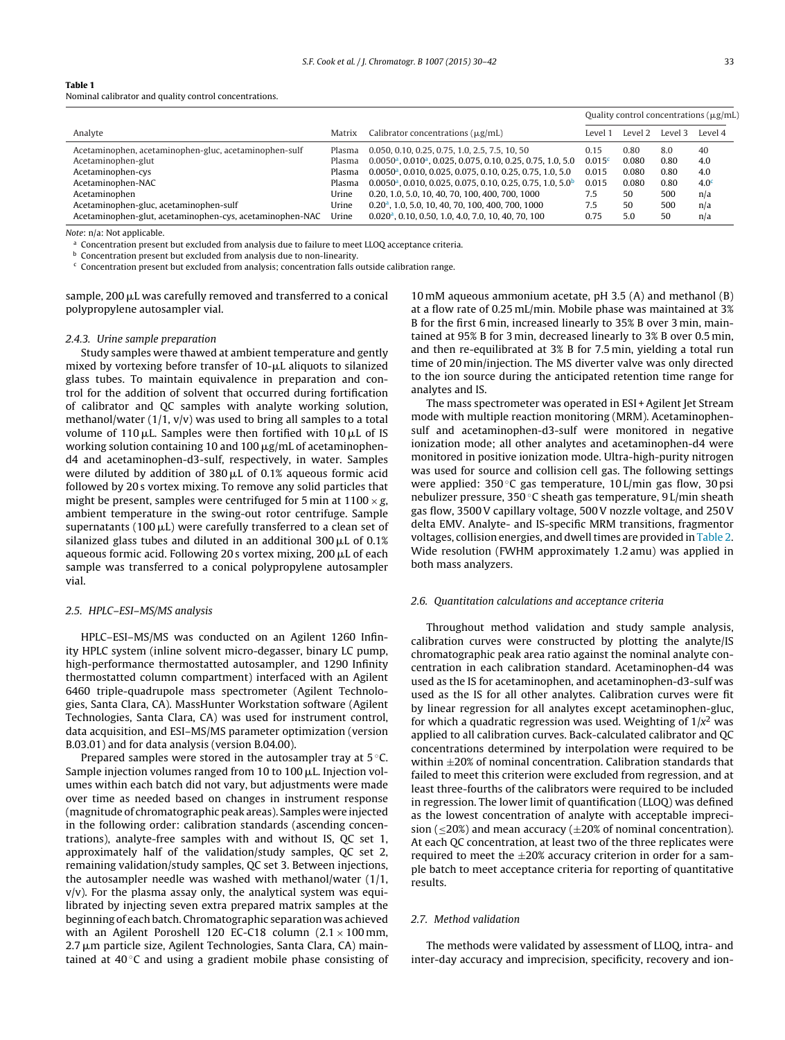**Table 1**
Nominal calibrator and quality control concentrations.

| Analyte | Matrix | Calibrator concentrations (μg/mL) | Quality control concentrations (μg/mL) | | | |
|---|---|---|---|---|---|---|
| | | | Level 1 | Level 2 | Level 3 | Level 4 |
| Acetaminophen, acetaminophen-gluc, acetaminophen-sulf | Plasma | 0.050, 0.10, 0.25, 0.75, 1.0, 2.5, 7.5, 10, 50 | 0.15 | 0.80 | 8.0 | 40 |
| Acetaminophen-glut | Plasma | 0.0050[a], 0.010[a], 0.025, 0.075, 0.10, 0.25, 0.75, 1.0, 5.0 | 0.015[c] | 0.080 | 0.80 | 4.0 |
| Acetaminophen-cys | Plasma | 0.0050[a], 0.010, 0.025, 0.075, 0.10, 0.25, 0.75, 1.0, 5.0 | 0.015 | 0.080 | 0.80 | 4.0 |
| Acetaminophen-NAC | Plasma | 0.0050[a], 0.010, 0.025, 0.075, 0.10, 0.25, 0.75, 1.0, 5.0[b] | 0.015 | 0.080 | 0.80 | 4.0[c] |
| Acetaminophen | Urine | 0.20, 1.0, 5.0, 10, 40, 70, 100, 400, 700, 1000 | 7.5 | 50 | 500 | n/a |
| Acetaminophen-gluc, acetaminophen-sulf | Urine | 0.20[a], 1.0, 5.0, 10, 40, 70, 100, 400, 700, 1000 | 7.5 | 50 | 500 | n/a |
| Acetaminophen-glut, acetaminophen-cys, acetaminophen-NAC | Urine | 0.020[a], 0.10, 0.50, 1.0, 4.0, 7.0, 10, 40, 70, 100 | 0.75 | 5.0 | 50 | n/a |

*Note*: n/a: Not applicable.

[a] Concentration present but excluded from analysis due to failure to meet LLOQ acceptance criteria.

[b] Concentration present but excluded from analysis due to non-linearity.

[c] Concentration present but excluded from analysis; concentration falls outside calibration range.

sample, 200 μL was carefully removed and transferred to a conical polypropylene autosampler vial.

### 2.4.3. Urine sample preparation

Study samples were thawed at ambient temperature and gently mixed by vortexing before transfer of 10-μL aliquots to silanized glass tubes. To maintain equivalence in preparation and control for the addition of solvent that occurred during fortification of calibrator and QC samples with analyte working solution, methanol/water (1/1, v/v) was used to bring all samples to a total volume of 110 μL. Samples were then fortified with 10 μL of IS working solution containing 10 and 100 μg/mL of acetaminophen-d4 and acetaminophen-d3-sulf, respectively, in water. Samples were diluted by addition of 380 μL of 0.1% aqueous formic acid followed by 20 s vortex mixing. To remove any solid particles that might be present, samples were centrifuged for 5 min at 1100 × *g*, ambient temperature in the swing-out rotor centrifuge. Sample supernatants (100 μL) were carefully transferred to a clean set of silanized glass tubes and diluted in an additional 300 μL of 0.1% aqueous formic acid. Following 20 s vortex mixing, 200 μL of each sample was transferred to a conical polypropylene autosampler vial.

## 2.5. HPLC–ESI–MS/MS analysis

HPLC–ESI–MS/MS was conducted on an Agilent 1260 Infinity HPLC system (inline solvent micro-degasser, binary LC pump, high-performance thermostatted autosampler, and 1290 Infinity thermostatted column compartment) interfaced with an Agilent 6460 triple-quadrupole mass spectrometer (Agilent Technologies, Santa Clara, CA). MassHunter Workstation software (Agilent Technologies, Santa Clara, CA) was used for instrument control, data acquisition, and ESI–MS/MS parameter optimization (version B.03.01) and for data analysis (version B.04.00).

Prepared samples were stored in the autosampler tray at 5 °C. Sample injection volumes ranged from 10 to 100 μL. Injection volumes within each batch did not vary, but adjustments were made over time as needed based on changes in instrument response (magnitude of chromatographic peak areas). Samples were injected in the following order: calibration standards (ascending concentrations), analyte-free samples with and without IS, QC set 1, approximately half of the validation/study samples, QC set 2, remaining validation/study samples, QC set 3. Between injections, the autosampler needle was washed with methanol/water (1/1, v/v). For the plasma assay only, the analytical system was equilibrated by injecting seven extra prepared matrix samples at the beginning of each batch. Chromatographic separation was achieved with an Agilent Poroshell 120 EC-C18 column (2.1 × 100 mm, 2.7 μm particle size, Agilent Technologies, Santa Clara, CA) maintained at 40 °C and using a gradient mobile phase consisting of 10 mM aqueous ammonium acetate, pH 3.5 (A) and methanol (B) at a flow rate of 0.25 mL/min. Mobile phase was maintained at 3% B for the first 6 min, increased linearly to 35% B over 3 min, maintained at 95% B for 3 min, decreased linearly to 3% B over 0.5 min, and then re-equilibrated at 3% B for 7.5 min, yielding a total run time of 20 min/injection. The MS diverter valve was only directed to the ion source during the anticipated retention time range for analytes and IS.

The mass spectrometer was operated in ESI + Agilent Jet Stream mode with multiple reaction monitoring (MRM). Acetaminophen-sulf and acetaminophen-d3-sulf were monitored in negative ionization mode; all other analytes and acetaminophen-d4 were monitored in positive ionization mode. Ultra-high-purity nitrogen was used for source and collision cell gas. The following settings were applied: 350 °C gas temperature, 10 L/min gas flow, 30 psi nebulizer pressure, 350 °C sheath gas temperature, 9 L/min sheath gas flow, 3500 V capillary voltage, 500 V nozzle voltage, and 250 V delta EMV. Analyte- and IS-specific MRM transitions, fragmentor voltages, collision energies, and dwell times are provided in Table 2. Wide resolution (FWHM approximately 1.2 amu) was applied in both mass analyzers.

## 2.6. Quantitation calculations and acceptance criteria

Throughout method validation and study sample analysis, calibration curves were constructed by plotting the analyte/IS chromatographic peak area ratio against the nominal analyte concentration in each calibration standard. Acetaminophen-d4 was used as the IS for acetaminophen, and acetaminophen-d3-sulf was used as the IS for all other analytes. Calibration curves were fit by linear regression for all analytes except acetaminophen-gluc, for which a quadratic regression was used. Weighting of $1/x^2$ was applied to all calibration curves. Back-calculated calibrator and QC concentrations determined by interpolation were required to be within ±20% of nominal concentration. Calibration standards that failed to meet this criterion were excluded from regression, and at least three-fourths of the calibrators were required to be included in regression. The lower limit of quantification (LLOQ) was defined as the lowest concentration of analyte with acceptable imprecision (≤20%) and mean accuracy (±20% of nominal concentration). At each QC concentration, at least two of the three replicates were required to meet the ±20% accuracy criterion in order for a sample batch to meet acceptance criteria for reporting of quantitative results.

## 2.7. Method validation

The methods were validated by assessment of LLOQ, intra- and inter-day accuracy and imprecision, specificity, recovery and ion-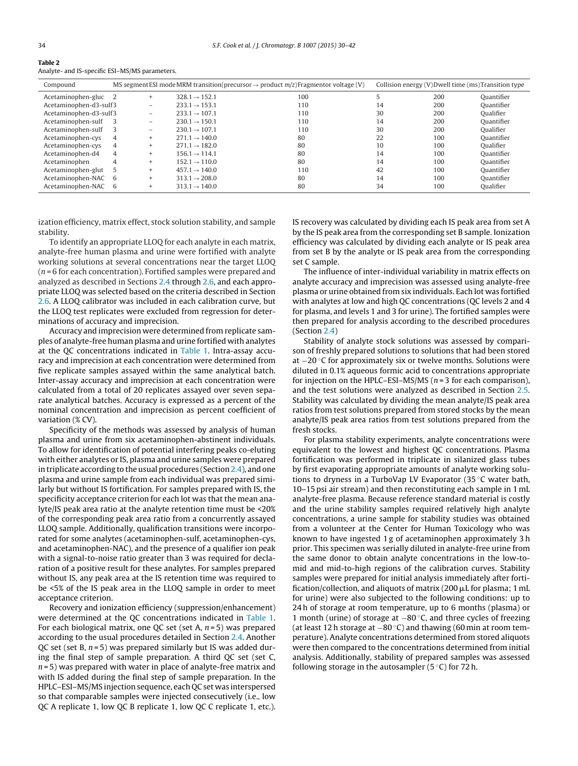**Table 2**
Analyte- and IS-specific ESI–MS/MS parameters.

| Compound | MS segment | ESI mode | MRM transition(precursor → product m/z) | Fragmentor voltage (V) | Collision energy (V) | Dwell time (ms) | Transition type |
|---|---|---|---|---|---|---|---|
| Acetaminophen-gluc | 2 | + | 328.1 → 152.1 | 100 | 5 | 200 | Quantifier |
| Acetaminophen-d3-sulf | 3 | – | 233.1 → 153.1 | 110 | 14 | 200 | Quantifier |
| Acetaminophen-d3-sulf | 3 | – | 233.1 → 107.1 | 110 | 30 | 200 | Qualifier |
| Acetaminophen-sulf | 3 | – | 230.1 → 150.1 | 110 | 14 | 200 | Quantifier |
| Acetaminophen-sulf | 3 | – | 230.1 → 107.1 | 110 | 30 | 200 | Qualifier |
| Acetaminophen-cys | 4 | + | 271.1 → 140.0 | 80 | 22 | 100 | Quantifier |
| Acetaminophen-cys | 4 | + | 271.1 → 182.0 | 80 | 10 | 100 | Qualifier |
| Acetaminophen-d4 | 4 | + | 156.1 → 114.1 | 80 | 14 | 100 | Quantifier |
| Acetaminophen | 4 | + | 152.1 → 110.0 | 80 | 14 | 100 | Quantifier |
| Acetaminophen-glut | 5 | + | 457.1 → 140.0 | 110 | 42 | 100 | Quantifier |
| Acetaminophen-NAC | 6 | + | 313.1 → 208.0 | 80 | 14 | 100 | Quantifier |
| Acetaminophen-NAC | 6 | + | 313.1 → 140.0 | 80 | 34 | 100 | Qualifier |

ization efficiency, matrix effect, stock solution stability, and sample stability.

To identify an appropriate LLOQ for each analyte in each matrix, analyte-free human plasma and urine were fortified with analyte working solutions at several concentrations near the target LLOQ ($n = 6$ for each concentration). Fortified samples were prepared and analyzed as described in Sections 2.4 through 2.6, and each appropriate LLOQ was selected based on the criteria described in Section 2.6. A LLOQ calibrator was included in each calibration curve, but the LLOQ test replicates were excluded from regression for determinations of accuracy and imprecision.

Accuracy and imprecision were determined from replicate samples of analyte-free human plasma and urine fortified with analytes at the QC concentrations indicated in Table 1. Intra-assay accuracy and imprecision at each concentration were determined from five replicate samples assayed within the same analytical batch. Inter-assay accuracy and imprecision at each concentration were calculated from a total of 20 replicates assayed over seven separate analytical batches. Accuracy is expressed as a percent of the nominal concentration and imprecision as percent coefficient of variation (% CV).

Specificity of the methods was assessed by analysis of human plasma and urine from six acetaminophen-abstinent individuals. To allow for identification of potential interfering peaks co-eluting with either analytes or IS, plasma and urine samples were prepared in triplicate according to the usual procedures (Section 2.4), and one plasma and urine sample from each individual was prepared similarly but without IS fortification. For samples prepared with IS, the specificity acceptance criterion for each lot was that the mean analyte/IS peak area ratio at the analyte retention time must be <20% of the corresponding peak area ratio from a concurrently assayed LLOQ sample. Additionally, qualification transitions were incorporated for some analytes (acetaminophen-sulf, acetaminophen-cys, and acetaminophen-NAC), and the presence of a qualifier ion peak with a signal-to-noise ratio greater than 3 was required for declaration of a positive result for these analytes. For samples prepared without IS, any peak area at the IS retention time was required to be <5% of the IS peak area in the LLOQ sample in order to meet acceptance criterion.

Recovery and ionization efficiency (suppression/enhancement) were determined at the QC concentrations indicated in Table 1. For each biological matrix, one QC set (set A, $n = 5$) was prepared according to the usual procedures detailed in Section 2.4. Another QC set (set B, $n = 5$) was prepared similarly but IS was added during the final step of sample preparation. A third QC set (set C, $n = 5$) was prepared with water in place of analyte-free matrix and with IS added during the final step of sample preparation. In the HPLC–ESI–MS/MS injection sequence, each QC set was interspersed so that comparable samples were injected consecutively (i.e., low QC A replicate 1, low QC B replicate 1, low QC C replicate 1, etc.). IS recovery was calculated by dividing each IS peak area from set A by the IS peak area from the corresponding set B sample. Ionization efficiency was calculated by dividing each analyte or IS peak area from set B by the analyte or IS peak area from the corresponding set C sample.

The influence of inter-individual variability in matrix effects on analyte accuracy and imprecision was assessed using analyte-free plasma or urine obtained from six individuals. Each lot was fortified with analytes at low and high QC concentrations (QC levels 2 and 4 for plasma, and levels 1 and 3 for urine). The fortified samples were then prepared for analysis according to the described procedures (Section 2.4)

Stability of analyte stock solutions was assessed by comparison of freshly prepared solutions to solutions that had been stored at −20 °C for approximately six or twelve months. Solutions were diluted in 0.1% aqueous formic acid to concentrations appropriate for injection on the HPLC–ESI–MS/MS ($n = 3$ for each comparison), and the test solutions were analyzed as described in Section 2.5. Stability was calculated by dividing the mean analyte/IS peak area ratios from test solutions prepared from stored stocks by the mean analyte/IS peak area ratios from test solutions prepared from the fresh stocks.

For plasma stability experiments, analyte concentrations were equivalent to the lowest and highest QC concentrations. Plasma fortification was performed in triplicate in silanized glass tubes by first evaporating appropriate amounts of analyte working solutions to dryness in a TurboVap LV Evaporator (35 °C water bath, 10–15 psi air stream) and then reconstituting each sample in 1 mL analyte-free plasma. Because reference standard material is costly and the urine stability samples required relatively high analyte concentrations, a urine sample for stability studies was obtained from a volunteer at the Center for Human Toxicology who was known to have ingested 1 g of acetaminophen approximately 3 h prior. This specimen was serially diluted in analyte-free urine from the same donor to obtain analyte concentrations in the low-to-mid and mid-to-high regions of the calibration curves. Stability samples were prepared for initial analysis immediately after fortification/collection, and aliquots of matrix (200 µL for plasma; 1 mL for urine) were also subjected to the following conditions: up to 24 h of storage at room temperature, up to 6 months (plasma) or 1 month (urine) of storage at −80 °C, and three cycles of freezing (at least 12 h storage at −80 °C) and thawing (60 min at room temperature). Analyte concentrations determined from stored aliquots were then compared to the concentrations determined from initial analysis. Additionally, stability of prepared samples was assessed following storage in the autosampler (5 °C) for 72 h.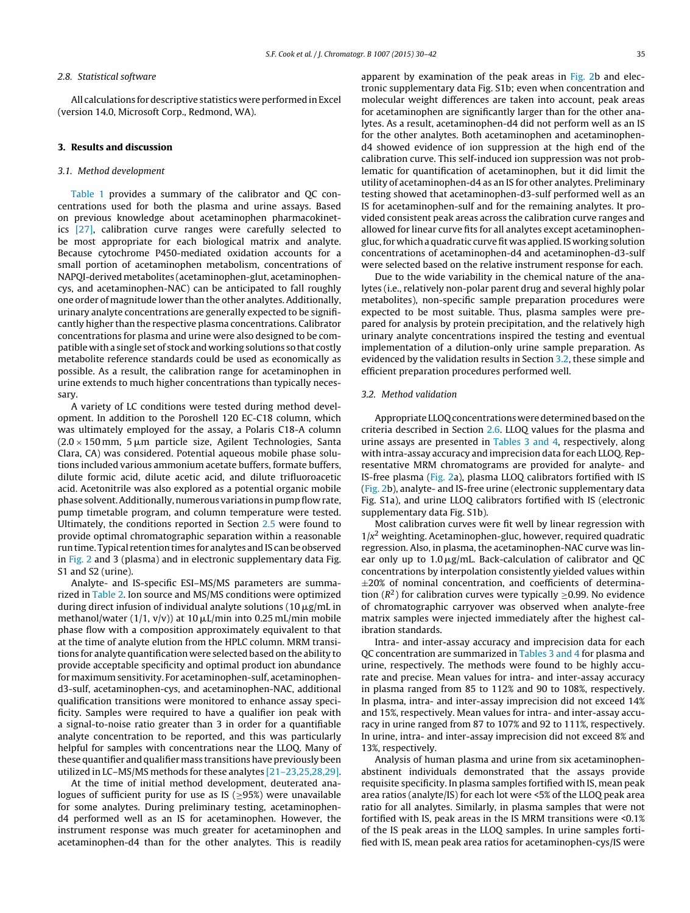### 2.8. Statistical software

All calculations for descriptive statistics were performed in Excel (version 14.0, Microsoft Corp., Redmond, WA).

## 3. Results and discussion

### 3.1. Method development

Table 1 provides a summary of the calibrator and QC concentrations used for both the plasma and urine assays. Based on previous knowledge about acetaminophen pharmacokinetics [27], calibration curve ranges were carefully selected to be most appropriate for each biological matrix and analyte. Because cytochrome P450-mediated oxidation accounts for a small portion of acetaminophen metabolism, concentrations of NAPQI-derived metabolites (acetaminophen-glut, acetaminophen-cys, and acetaminophen-NAC) can be anticipated to fall roughly one order of magnitude lower than the other analytes. Additionally, urinary analyte concentrations are generally expected to be significantly higher than the respective plasma concentrations. Calibrator concentrations for plasma and urine were also designed to be compatible with a single set of stock and working solutions so that costly metabolite reference standards could be used as economically as possible. As a result, the calibration range for acetaminophen in urine extends to much higher concentrations than typically necessary.

A variety of LC conditions were tested during method development. In addition to the Poroshell 120 EC-C18 column, which was ultimately employed for the assay, a Polaris C18-A column (2.0 × 150 mm, 5 μm particle size, Agilent Technologies, Santa Clara, CA) was considered. Potential aqueous mobile phase solutions included various ammonium acetate buffers, formate buffers, dilute formic acid, dilute acetic acid, and dilute trifluoroacetic acid. Acetonitrile was also explored as a potential organic mobile phase solvent. Additionally, numerous variations in pump flow rate, pump timetable program, and column temperature were tested. Ultimately, the conditions reported in Section 2.5 were found to provide optimal chromatographic separation within a reasonable run time. Typical retention times for analytes and IS can be observed in Fig. 2 and 3 (plasma) and in electronic supplementary data Fig. S1 and S2 (urine).

Analyte- and IS-specific ESI–MS/MS parameters are summarized in Table 2. Ion source and MS/MS conditions were optimized during direct infusion of individual analyte solutions (10 μg/mL in methanol/water (1/1, v/v)) at 10 μL/min into 0.25 mL/min mobile phase flow with a composition approximately equivalent to that at the time of analyte elution from the HPLC column. MRM transitions for analyte quantification were selected based on the ability to provide acceptable specificity and optimal product ion abundance for maximum sensitivity. For acetaminophen-sulf, acetaminophen-d3-sulf, acetaminophen-cys, and acetaminophen-NAC, additional qualification transitions were monitored to enhance assay specificity. Samples were required to have a qualifier ion peak with a signal-to-noise ratio greater than 3 in order for a quantifiable analyte concentration to be reported, and this was particularly helpful for samples with concentrations near the LLOQ. Many of these quantifier and qualifier mass transitions have previously been utilized in LC–MS/MS methods for these analytes [21–23,25,28,29].

At the time of initial method development, deuterated analogues of sufficient purity for use as IS (≥95%) were unavailable for some analytes. During preliminary testing, acetaminophen-d4 performed well as an IS for acetaminophen. However, the instrument response was much greater for acetaminophen and acetaminophen-d4 than for the other analytes. This is readily apparent by examination of the peak areas in Fig. 2b and electronic supplementary data Fig. S1b; even when concentration and molecular weight differences are taken into account, peak areas for acetaminophen are significantly larger than for the other analytes. As a result, acetaminophen-d4 did not perform well as an IS for the other analytes. Both acetaminophen and acetaminophen-d4 showed evidence of ion suppression at the high end of the calibration curve. This self-induced ion suppression was not problematic for quantification of acetaminophen, but it did limit the utility of acetaminophen-d4 as an IS for other analytes. Preliminary testing showed that acetaminophen-d3-sulf performed well as an IS for acetaminophen-sulf and for the remaining analytes. It provided consistent peak areas across the calibration curve ranges and allowed for linear curve fits for all analytes except acetaminophen-gluc, for which a quadratic curve fit was applied. IS working solution concentrations of acetaminophen-d4 and acetaminophen-d3-sulf were selected based on the relative instrument response for each.

Due to the wide variability in the chemical nature of the analytes (i.e., relatively non-polar parent drug and several highly polar metabolites), non-specific sample preparation procedures were expected to be most suitable. Thus, plasma samples were prepared for analysis by protein precipitation, and the relatively high urinary analyte concentrations inspired the testing and eventual implementation of a dilution-only urine sample preparation. As evidenced by the validation results in Section 3.2, these simple and efficient preparation procedures performed well.

### 3.2. Method validation

Appropriate LLOQ concentrations were determined based on the criteria described in Section 2.6. LLOQ values for the plasma and urine assays are presented in Tables 3 and 4, respectively, along with intra-assay accuracy and imprecision data for each LLOQ. Representative MRM chromatograms are provided for analyte- and IS-free plasma (Fig. 2a), plasma LLOQ calibrators fortified with IS (Fig. 2b), analyte- and IS-free urine (electronic supplementary data Fig. S1a), and urine LLOQ calibrators fortified with IS (electronic supplementary data Fig. S1b).

Most calibration curves were fit well by linear regression with $1/x^2$ weighting. Acetaminophen-gluc, however, required quadratic regression. Also, in plasma, the acetaminophen-NAC curve was linear only up to 1.0 μg/mL. Back-calculation of calibrator and QC concentrations by interpolation consistently yielded values within ±20% of nominal concentration, and coefficients of determination ($R^2$) for calibration curves were typically ≥0.99. No evidence of chromatographic carryover was observed when analyte-free matrix samples were injected immediately after the highest calibration standards.

Intra- and inter-assay accuracy and imprecision data for each QC concentration are summarized in Tables 3 and 4 for plasma and urine, respectively. The methods were found to be highly accurate and precise. Mean values for intra- and inter-assay accuracy in plasma ranged from 85 to 112% and 90 to 108%, respectively. In plasma, intra- and inter-assay imprecision did not exceed 14% and 15%, respectively. Mean values for intra- and inter-assay accuracy in urine ranged from 87 to 107% and 92 to 111%, respectively. In urine, intra- and inter-assay imprecision did not exceed 8% and 13%, respectively.

Analysis of human plasma and urine from six acetaminophen-abstinent individuals demonstrated that the assays provide requisite specificity. In plasma samples fortified with IS, mean peak area ratios (analyte/IS) for each lot were <5% of the LLOQ peak area ratio for all analytes. Similarly, in plasma samples that were not fortified with IS, peak areas in the IS MRM transitions were <0.1% of the IS peak areas in the LLOQ samples. In urine samples fortified with IS, mean peak area ratios for acetaminophen-cys/IS were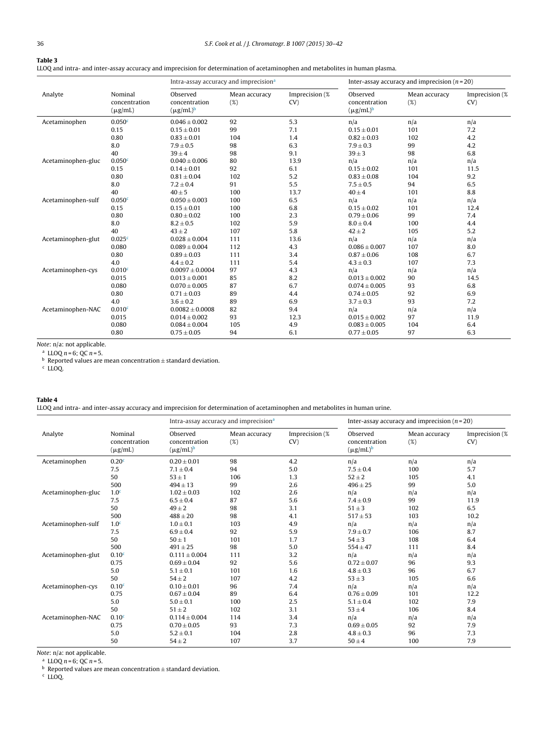**Table 3**

LLOQ and intra- and inter-assay accuracy and imprecision for determination of acetaminophen and metabolites in human plasma.

| Analyte | Nominal concentration (μg/mL) | Intra-assay accuracy and imprecision[a] | | | Inter-assay accuracy and imprecision ($n = 20$) | | |
|---|---|---|---|---|---|---|---|
| | | Observed concentration (μg/mL)[b] | Mean accuracy (%) | Imprecision (% CV) | Observed concentration (μg/mL)[b] | Mean accuracy (%) | Imprecision (% CV) |
| Acetaminophen | 0.050[c] | 0.046 ± 0.002 | 92 | 5.3 | n/a | n/a | n/a |
| | 0.15 | 0.15 ± 0.01 | 99 | 7.1 | 0.15 ± 0.01 | 101 | 7.2 |
| | 0.80 | 0.83 ± 0.01 | 104 | 1.4 | 0.82 ± 0.03 | 102 | 4.2 |
| | 8.0 | 7.9 ± 0.5 | 98 | 6.3 | 7.9 ± 0.3 | 99 | 4.2 |
| | 40 | 39 ± 4 | 98 | 9.1 | 39 ± 3 | 98 | 6.8 |
| Acetaminophen-gluc | 0.050[c] | 0.040 ± 0.006 | 80 | 13.9 | n/a | n/a | n/a |
| | 0.15 | 0.14 ± 0.01 | 92 | 6.1 | 0.15 ± 0.02 | 101 | 11.5 |
| | 0.80 | 0.81 ± 0.04 | 102 | 5.2 | 0.83 ± 0.08 | 104 | 9.2 |
| | 8.0 | 7.2 ± 0.4 | 91 | 5.5 | 7.5 ± 0.5 | 94 | 6.5 |
| | 40 | 40 ± 5 | 100 | 13.7 | 40 ± 4 | 101 | 8.8 |
| Acetaminophen-sulf | 0.050[c] | 0.050 ± 0.003 | 100 | 6.5 | n/a | n/a | n/a |
| | 0.15 | 0.15 ± 0.01 | 100 | 6.8 | 0.15 ± 0.02 | 101 | 12.4 |
| | 0.80 | 0.80 ± 0.02 | 100 | 2.3 | 0.79 ± 0.06 | 99 | 7.4 |
| | 8.0 | 8.2 ± 0.5 | 102 | 5.9 | 8.0 ± 0.4 | 100 | 4.4 |
| | 40 | 43 ± 2 | 107 | 5.8 | 42 ± 2 | 105 | 5.2 |
| Acetaminophen-glut | 0.025[c] | 0.028 ± 0.004 | 111 | 13.6 | n/a | n/a | n/a |
| | 0.080 | 0.089 ± 0.004 | 112 | 4.3 | 0.086 ± 0.007 | 107 | 8.0 |
| | 0.80 | 0.89 ± 0.03 | 111 | 3.4 | 0.87 ± 0.06 | 108 | 6.7 |
| | 4.0 | 4.4 ± 0.2 | 111 | 5.4 | 4.3 ± 0.3 | 107 | 7.3 |
| Acetaminophen-cys | 0.010[c] | 0.0097 ± 0.0004 | 97 | 4.3 | n/a | n/a | n/a |
| | 0.015 | 0.013 ± 0.001 | 85 | 8.2 | 0.013 ± 0.002 | 90 | 14.5 |
| | 0.080 | 0.070 ± 0.005 | 87 | 6.7 | 0.074 ± 0.005 | 93 | 6.8 |
| | 0.80 | 0.71 ± 0.03 | 89 | 4.4 | 0.74 ± 0.05 | 92 | 6.9 |
| | 4.0 | 3.6 ± 0.2 | 89 | 6.9 | 3.7 ± 0.3 | 93 | 7.2 |
| Acetaminophen-NAC | 0.010[c] | 0.0082 ± 0.0008 | 82 | 9.4 | n/a | n/a | n/a |
| | 0.015 | 0.014 ± 0.002 | 93 | 12.3 | 0.015 ± 0.002 | 97 | 11.9 |
| | 0.080 | 0.084 ± 0.004 | 105 | 4.9 | 0.083 ± 0.005 | 104 | 6.4 |
| | 0.80 | 0.75 ± 0.05 | 94 | 6.1 | 0.77 ± 0.05 | 97 | 6.3 |

*Note*: n/a: not applicable.

[a] LLOQ $n = 6$; QC $n = 5$.

[b] Reported values are mean concentration ± standard deviation.

[c] LLOQ.

**Table 4**

LLOQ and intra- and inter-assay accuracy and imprecision for determination of acetaminophen and metabolites in human urine.

| Analyte | Nominal concentration (μg/mL) | Intra-assay accuracy and imprecision[a] | | | Inter-assay accuracy and imprecision ($n = 20$) | | |
|---|---|---|---|---|---|---|---|
| | | Observed concentration (μg/mL)[b] | Mean accuracy (%) | Imprecision (% CV) | Observed concentration (μg/mL)[b] | Mean accuracy (%) | Imprecision (% CV) |
| Acetaminophen | 0.20[c] | 0.20 ± 0.01 | 98 | 4.2 | n/a | n/a | n/a |
| | 7.5 | 7.1 ± 0.4 | 94 | 5.0 | 7.5 ± 0.4 | 100 | 5.7 |
| | 50 | 53 ± 1 | 106 | 1.3 | 52 ± 2 | 105 | 4.1 |
| | 500 | 494 ± 13 | 99 | 2.6 | 496 ± 25 | 99 | 5.0 |
| Acetaminophen-gluc | 1.0[c] | 1.02 ± 0.03 | 102 | 2.6 | n/a | n/a | n/a |
| | 7.5 | 6.5 ± 0.4 | 87 | 5.6 | 7.4 ± 0.9 | 99 | 11.9 |
| | 50 | 49 ± 2 | 98 | 3.1 | 51 ± 3 | 102 | 6.5 |
| | 500 | 488 ± 20 | 98 | 4.1 | 517 ± 53 | 103 | 10.2 |
| Acetaminophen-sulf | 1.0[c] | 1.0 ± 0.1 | 103 | 4.9 | n/a | n/a | n/a |
| | 7.5 | 6.9 ± 0.4 | 92 | 5.9 | 7.9 ± 0.7 | 106 | 8.7 |
| | 50 | 50 ± 1 | 101 | 1.7 | 54 ± 3 | 108 | 6.4 |
| | 500 | 491 ± 25 | 98 | 5.0 | 554 ± 47 | 111 | 8.4 |
| Acetaminophen-glut | 0.10[c] | 0.111 ± 0.004 | 111 | 3.2 | n/a | n/a | n/a |
| | 0.75 | 0.69 ± 0.04 | 92 | 5.6 | 0.72 ± 0.07 | 96 | 9.3 |
| | 5.0 | 5.1 ± 0.1 | 101 | 1.6 | 4.8 ± 0.3 | 96 | 6.7 |
| | 50 | 54 ± 2 | 107 | 4.2 | 53 ± 3 | 105 | 6.6 |
| Acetaminophen-cys | 0.10[c] | 0.10 ± 0.01 | 96 | 7.4 | n/a | n/a | n/a |
| | 0.75 | 0.67 ± 0.04 | 89 | 6.4 | 0.76 ± 0.09 | 101 | 12.2 |
| | 5.0 | 5.0 ± 0.1 | 100 | 2.5 | 5.1 ± 0.4 | 102 | 7.9 |
| | 50 | 51 ± 2 | 102 | 3.1 | 53 ± 4 | 106 | 8.4 |
| Acetaminophen-NAC | 0.10[c] | 0.114 ± 0.004 | 114 | 3.4 | n/a | n/a | n/a |
| | 0.75 | 0.70 ± 0.05 | 93 | 7.3 | 0.69 ± 0.05 | 92 | 7.9 |
| | 5.0 | 5.2 ± 0.1 | 104 | 2.8 | 4.8 ± 0.3 | 96 | 7.3 |
| | 50 | 54 ± 2 | 107 | 3.7 | 50 ± 4 | 100 | 7.9 |

*Note*: n/a: not applicable.

[a] LLOQ $n = 6$; QC $n = 5$.

[b] Reported values are mean concentration ± standard deviation.

[c] LLOQ.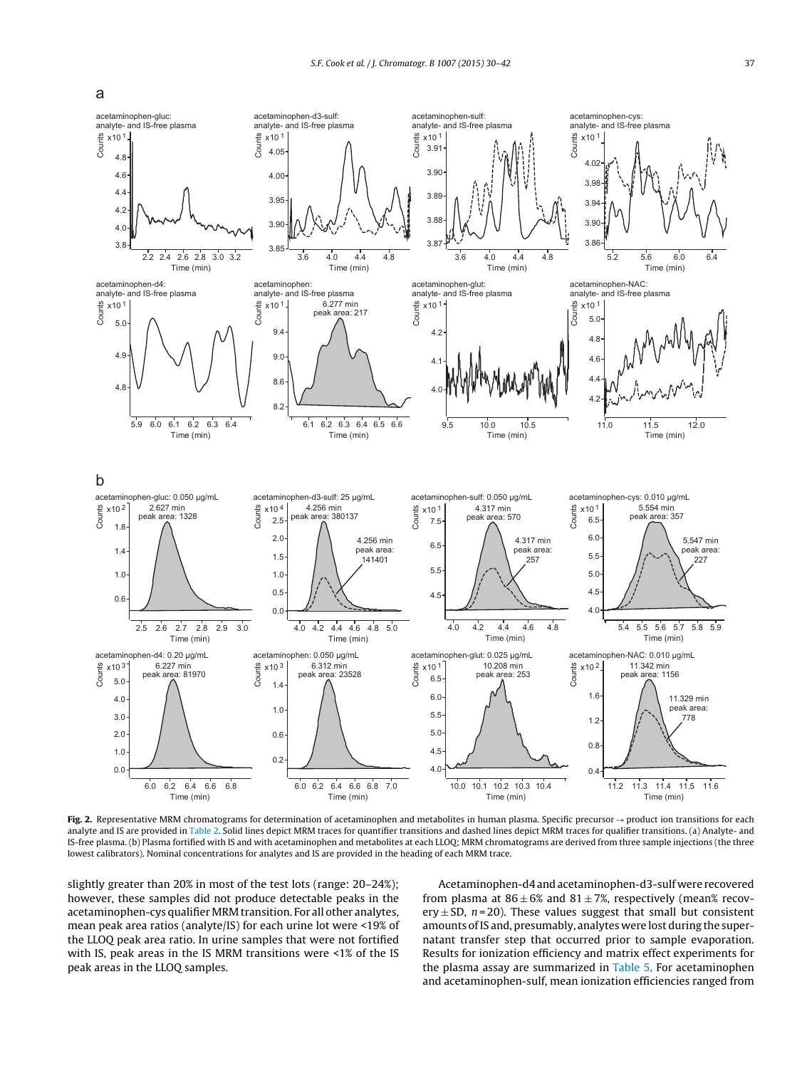**Fig. 2.** Representative MRM chromatograms for determination of acetaminophen and metabolites in human plasma. Specific precursor → product ion transitions for each analyte and IS are provided in Table 2. Solid lines depict MRM traces for quantifier transitions and dashed lines depict MRM traces for qualifier transitions. (a) Analyte- and IS-free plasma. (b) Plasma fortified with IS and with acetaminophen and metabolites at each LLOQ; MRM chromatograms are derived from three sample injections (the three lowest calibrators). Nominal concentrations for analytes and IS are provided in the heading of each MRM trace.

slightly greater than 20% in most of the test lots (range: 20–24%); however, these samples did not produce detectable peaks in the acetaminophen-cys qualifier MRM transition. For all other analytes, mean peak area ratios (analyte/IS) for each urine lot were <19% of the LLOQ peak area ratio. In urine samples that were not fortified with IS, peak areas in the IS MRM transitions were <1% of the IS peak areas in the LLOQ samples.

Acetaminophen-d4 and acetaminophen-d3-sulf were recovered from plasma at $86 \pm 6\%$ and $81 \pm 7\%$, respectively (mean% recovery ± SD, $n = 20$). These values suggest that small but consistent amounts of IS and, presumably, analytes were lost during the supernatant transfer step that occurred prior to sample evaporation. Results for ionization efficiency and matrix effect experiments for the plasma assay are summarized in Table 5. For acetaminophen and acetaminophen-sulf, mean ionization efficiencies ranged from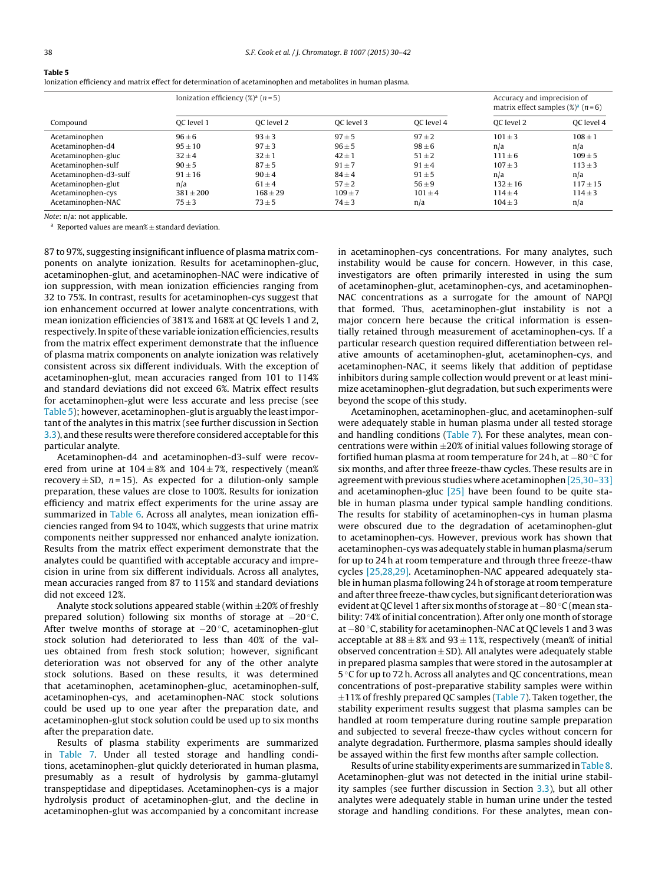**Table 5**
Ionization efficiency and matrix effect for determination of acetaminophen and metabolites in human plasma.

| Compound | Ionization efficiency (%)[a] (n = 5) | | | | Accuracy and imprecision of matrix effect samples (%)[a] (n = 6) | |
|---|---|---|---|---|---|---|
| | QC level 1 | QC level 2 | QC level 3 | QC level 4 | QC level 2 | QC level 4 |
| Acetaminophen | 96 ± 6 | 93 ± 3 | 97 ± 5 | 97 ± 2 | 101 ± 3 | 108 ± 1 |
| Acetaminophen-d4 | 95 ± 10 | 97 ± 3 | 96 ± 5 | 98 ± 6 | n/a | n/a |
| Acetaminophen-gluc | 32 ± 4 | 32 ± 1 | 42 ± 1 | 51 ± 2 | 111 ± 6 | 109 ± 5 |
| Acetaminophen-sulf | 90 ± 5 | 87 ± 5 | 91 ± 7 | 91 ± 4 | 107 ± 3 | 113 ± 3 |
| Acetaminophen-d3-sulf | 91 ± 16 | 90 ± 4 | 84 ± 4 | 91 ± 5 | n/a | n/a |
| Acetaminophen-glut | n/a | 61 ± 4 | 57 ± 2 | 56 ± 9 | 132 ± 16 | 117 ± 15 |
| Acetaminophen-cys | 381 ± 200 | 168 ± 29 | 109 ± 7 | 101 ± 4 | 114 ± 4 | 114 ± 3 |
| Acetaminophen-NAC | 75 ± 3 | 73 ± 5 | 74 ± 3 | n/a | 104 ± 3 | n/a |

*Note*: n/a: not applicable.

[a] Reported values are mean% ± standard deviation.

87 to 97%, suggesting insignificant influence of plasma matrix components on analyte ionization. Results for acetaminophen-gluc, acetaminophen-glut, and acetaminophen-NAC were indicative of ion suppression, with mean ionization efficiencies ranging from 32 to 75%. In contrast, results for acetaminophen-cys suggest that ion enhancement occurred at lower analyte concentrations, with mean ionization efficiencies of 381% and 168% at QC levels 1 and 2, respectively. In spite of these variable ionization efficiencies, results from the matrix effect experiment demonstrate that the influence of plasma matrix components on analyte ionization was relatively consistent across six different individuals. With the exception of acetaminophen-glut, mean accuracies ranged from 101 to 114% and standard deviations did not exceed 6%. Matrix effect results for acetaminophen-glut were less accurate and less precise (see Table 5); however, acetaminophen-glut is arguably the least important of the analytes in this matrix (see further discussion in Section 3.3), and these results were therefore considered acceptable for this particular analyte.

Acetaminophen-d4 and acetaminophen-d3-sulf were recovered from urine at 104 ± 8% and 104 ± 7%, respectively (mean% recovery ± SD, $n = 15$). As expected for a dilution-only sample preparation, these values are close to 100%. Results for ionization efficiency and matrix effect experiments for the urine assay are summarized in Table 6. Across all analytes, mean ionization efficiencies ranged from 94 to 104%, which suggests that urine matrix components neither suppressed nor enhanced analyte ionization. Results from the matrix effect experiment demonstrate that the analytes could be quantified with acceptable accuracy and imprecision in urine from six different individuals. Across all analytes, mean accuracies ranged from 87 to 115% and standard deviations did not exceed 12%.

Analyte stock solutions appeared stable (within ±20% of freshly prepared solution) following six months of storage at −20 °C. After twelve months of storage at −20 °C, acetaminophen-glut stock solution had deteriorated to less than 40% of the values obtained from fresh stock solution; however, significant deterioration was not observed for any of the other analyte stock solutions. Based on these results, it was determined that acetaminophen, acetaminophen-gluc, acetaminophen-sulf, acetaminophen-cys, and acetaminophen-NAC stock solutions could be used up to one year after the preparation date, and acetaminophen-glut stock solution could be used up to six months after the preparation date.

Results of plasma stability experiments are summarized in Table 7. Under all tested storage and handling conditions, acetaminophen-glut quickly deteriorated in human plasma, presumably as a result of hydrolysis by gamma-glutamyl transpeptidase and dipeptidases. Acetaminophen-cys is a major hydrolysis product of acetaminophen-glut, and the decline in acetaminophen-glut was accompanied by a concomitant increase in acetaminophen-cys concentrations. For many analytes, such instability would be cause for concern. However, in this case, investigators are often primarily interested in using the sum of acetaminophen-glut, acetaminophen-cys, and acetaminophen-NAC concentrations as a surrogate for the amount of NAPQI that formed. Thus, acetaminophen-glut instability is not a major concern here because the critical information is essentially retained through measurement of acetaminophen-cys. If a particular research question required differentiation between relative amounts of acetaminophen-glut, acetaminophen-cys, and acetaminophen-NAC, it seems likely that addition of peptidase inhibitors during sample collection would prevent or at least minimize acetaminophen-glut degradation, but such experiments were beyond the scope of this study.

Acetaminophen, acetaminophen-gluc, and acetaminophen-sulf were adequately stable in human plasma under all tested storage and handling conditions (Table 7). For these analytes, mean concentrations were within ±20% of initial values following storage of fortified human plasma at room temperature for 24 h, at −80 °C for six months, and after three freeze-thaw cycles. These results are in agreement with previous studies where acetaminophen [25,30–33] and acetaminophen-gluc [25] have been found to be quite stable in human plasma under typical sample handling conditions. The results for stability of acetaminophen-cys in human plasma were obscured due to the degradation of acetaminophen-glut to acetaminophen-cys. However, previous work has shown that acetaminophen-cys was adequately stable in human plasma/serum for up to 24 h at room temperature and through three freeze-thaw cycles [25,28,29]. Acetaminophen-NAC appeared adequately stable in human plasma following 24 h of storage at room temperature and after three freeze-thaw cycles, but significant deterioration was evident at QC level 1 after six months of storage at −80 °C (mean stability: 74% of initial concentration). After only one month of storage at −80 °C, stability for acetaminophen-NAC at QC levels 1 and 3 was acceptable at 88 ± 8% and 93 ± 11%, respectively (mean% of initial observed concentration ± SD). All analytes were adequately stable in prepared plasma samples that were stored in the autosampler at 5 °C for up to 72 h. Across all analytes and QC concentrations, mean concentrations of post-preparative stability samples were within ±11% of freshly prepared QC samples (Table 7). Taken together, the stability experiment results suggest that plasma samples can be handled at room temperature during routine sample preparation and subjected to several freeze-thaw cycles without concern for analyte degradation. Furthermore, plasma samples should ideally be assayed within the first few months after sample collection.

Results of urine stability experiments are summarized in Table 8. Acetaminophen-glut was not detected in the initial urine stability samples (see further discussion in Section 3.3), but all other analytes were adequately stable in human urine under the tested storage and handling conditions. For these analytes, mean con-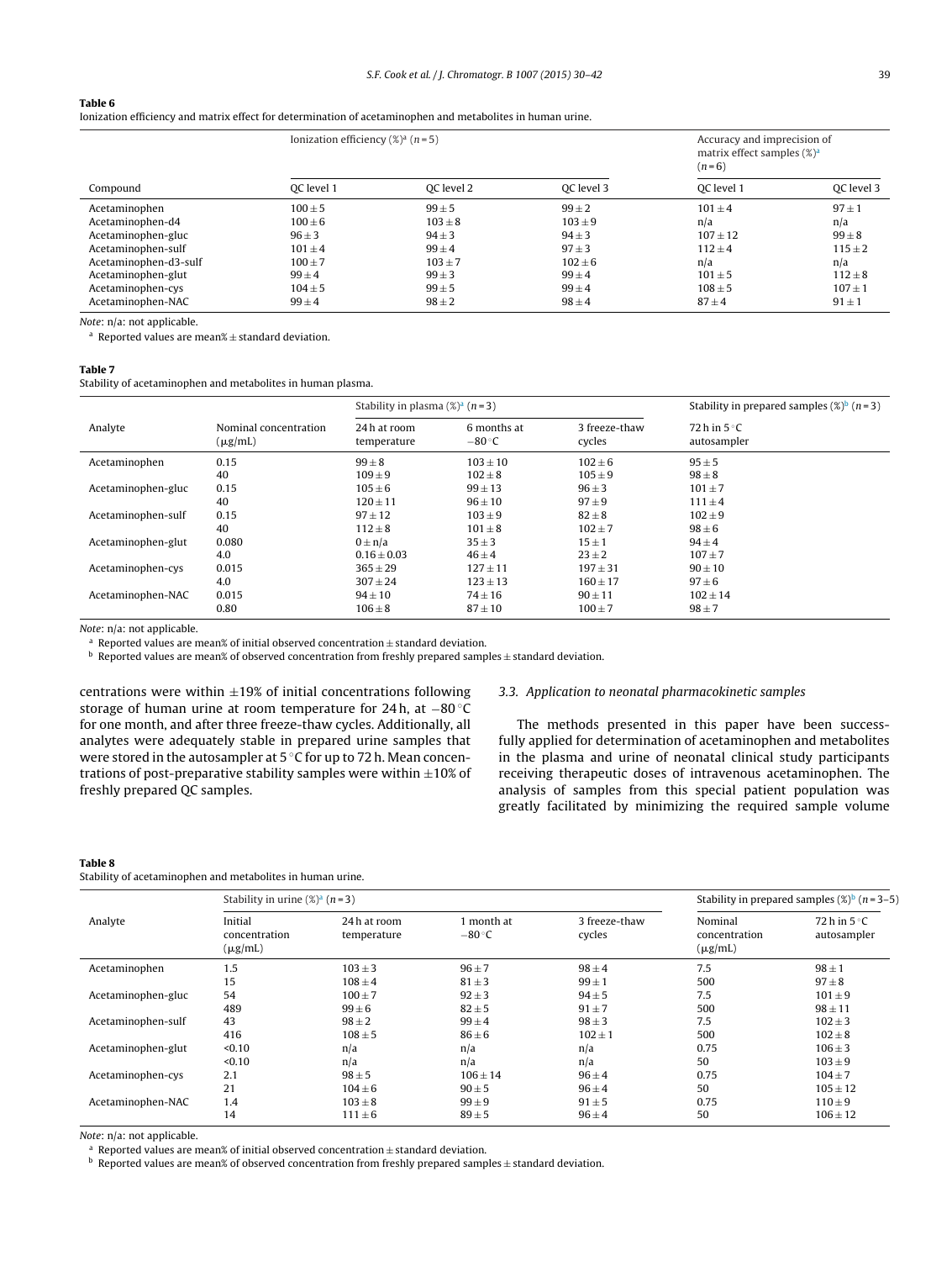**Table 6**
Ionization efficiency and matrix effect for determination of acetaminophen and metabolites in human urine.

| Compound | Ionization efficiency (%)[a] ($n$=5) | | | Accuracy and imprecision of matrix effect samples (%)[a] ($n$=6) | |
|---|---|---|---|---|---|
| | QC level 1 | QC level 2 | QC level 3 | QC level 1 | QC level 3 |
| Acetaminophen | 100 ± 5 | 99 ± 5 | 99 ± 2 | 101 ± 4 | 97 ± 1 |
| Acetaminophen-d4 | 100 ± 6 | 103 ± 8 | 103 ± 9 | n/a | n/a |
| Acetaminophen-gluc | 96 ± 3 | 94 ± 3 | 94 ± 3 | 107 ± 12 | 99 ± 8 |
| Acetaminophen-sulf | 101 ± 4 | 99 ± 4 | 97 ± 3 | 112 ± 4 | 115 ± 2 |
| Acetaminophen-d3-sulf | 100 ± 7 | 103 ± 7 | 102 ± 6 | n/a | n/a |
| Acetaminophen-glut | 99 ± 4 | 99 ± 3 | 99 ± 4 | 101 ± 5 | 112 ± 8 |
| Acetaminophen-cys | 104 ± 5 | 99 ± 5 | 99 ± 4 | 108 ± 5 | 107 ± 1 |
| Acetaminophen-NAC | 99 ± 4 | 98 ± 2 | 98 ± 4 | 87 ± 4 | 91 ± 1 |

*Note*: n/a: not applicable.
[a] Reported values are mean% ± standard deviation.

**Table 7**
Stability of acetaminophen and metabolites in human plasma.

| Analyte | Nominal concentration (μg/mL) | Stability in plasma (%)[a] ($n$=3) | | | Stability in prepared samples (%)[b] ($n$=3) |
|---|---|---|---|---|---|
| | | 24 h at room temperature | 6 months at −80 °C | 3 freeze-thaw cycles | 72 h in 5 °C autosampler |
| Acetaminophen | 0.15 | 99 ± 8 | 103 ± 10 | 102 ± 6 | 95 ± 5 |
| | 40 | 109 ± 9 | 102 ± 8 | 105 ± 9 | 98 ± 8 |
| Acetaminophen-gluc | 0.15 | 105 ± 6 | 99 ± 13 | 96 ± 3 | 101 ± 7 |
| | 40 | 120 ± 11 | 96 ± 10 | 97 ± 9 | 111 ± 4 |
| Acetaminophen-sulf | 0.15 | 97 ± 12 | 103 ± 9 | 82 ± 8 | 102 ± 9 |
| | 40 | 112 ± 8 | 101 ± 8 | 102 ± 7 | 98 ± 6 |
| Acetaminophen-glut | 0.080 | 0 ± n/a | 35 ± 3 | 15 ± 1 | 94 ± 4 |
| | 4.0 | 0.16 ± 0.03 | 46 ± 4 | 23 ± 2 | 107 ± 7 |
| Acetaminophen-cys | 0.015 | 365 ± 29 | 127 ± 11 | 197 ± 31 | 90 ± 10 |
| | 4.0 | 307 ± 24 | 123 ± 13 | 160 ± 17 | 97 ± 6 |
| Acetaminophen-NAC | 0.015 | 94 ± 10 | 74 ± 16 | 90 ± 11 | 102 ± 14 |
| | 0.80 | 106 ± 8 | 87 ± 10 | 100 ± 7 | 98 ± 7 |

*Note*: n/a: not applicable.
[a] Reported values are mean% of initial observed concentration ± standard deviation.
[b] Reported values are mean% of observed concentration from freshly prepared samples ± standard deviation.

centrations were within ±19% of initial concentrations following storage of human urine at room temperature for 24 h, at −80 °C for one month, and after three freeze-thaw cycles. Additionally, all analytes were adequately stable in prepared urine samples that were stored in the autosampler at 5 °C for up to 72 h. Mean concentrations of post-preparative stability samples were within ±10% of freshly prepared QC samples.

### 3.3. Application to neonatal pharmacokinetic samples

The methods presented in this paper have been successfully applied for determination of acetaminophen and metabolites in the plasma and urine of neonatal clinical study participants receiving therapeutic doses of intravenous acetaminophen. The analysis of samples from this special patient population was greatly facilitated by minimizing the required sample volume

**Table 8**
Stability of acetaminophen and metabolites in human urine.

| Analyte | Stability in urine (%)[a] ($n$=3) | | | | Stability in prepared samples (%)[b] ($n$=3–5) | |
|---|---|---|---|---|---|---|
| | Initial concentration (μg/mL) | 24 h at room temperature | 1 month at −80 °C | 3 freeze-thaw cycles | Nominal concentration (μg/mL) | 72 h in 5 °C autosampler |
| Acetaminophen | 1.5 | 103 ± 3 | 96 ± 7 | 98 ± 4 | 7.5 | 98 ± 1 |
| | 15 | 108 ± 4 | 81 ± 3 | 99 ± 1 | 500 | 97 ± 8 |
| Acetaminophen-gluc | 54 | 100 ± 7 | 92 ± 3 | 94 ± 5 | 7.5 | 101 ± 9 |
| | 489 | 99 ± 6 | 82 ± 5 | 91 ± 7 | 500 | 98 ± 11 |
| Acetaminophen-sulf | 43 | 98 ± 2 | 99 ± 4 | 98 ± 3 | 7.5 | 102 ± 3 |
| | 416 | 108 ± 5 | 86 ± 6 | 102 ± 1 | 500 | 102 ± 8 |
| Acetaminophen-glut | <0.10 | n/a | n/a | n/a | 0.75 | 106 ± 3 |
| | <0.10 | n/a | n/a | n/a | 50 | 103 ± 9 |
| Acetaminophen-cys | 2.1 | 98 ± 5 | 106 ± 14 | 96 ± 4 | 0.75 | 104 ± 7 |
| | 21 | 104 ± 6 | 90 ± 5 | 96 ± 4 | 50 | 105 ± 12 |
| Acetaminophen-NAC | 1.4 | 103 ± 8 | 99 ± 9 | 91 ± 5 | 0.75 | 110 ± 9 |
| | 14 | 111 ± 6 | 89 ± 5 | 96 ± 4 | 50 | 106 ± 12 |

*Note*: n/a: not applicable.
[a] Reported values are mean% of initial observed concentration ± standard deviation.
[b] Reported values are mean% of observed concentration from freshly prepared samples ± standard deviation.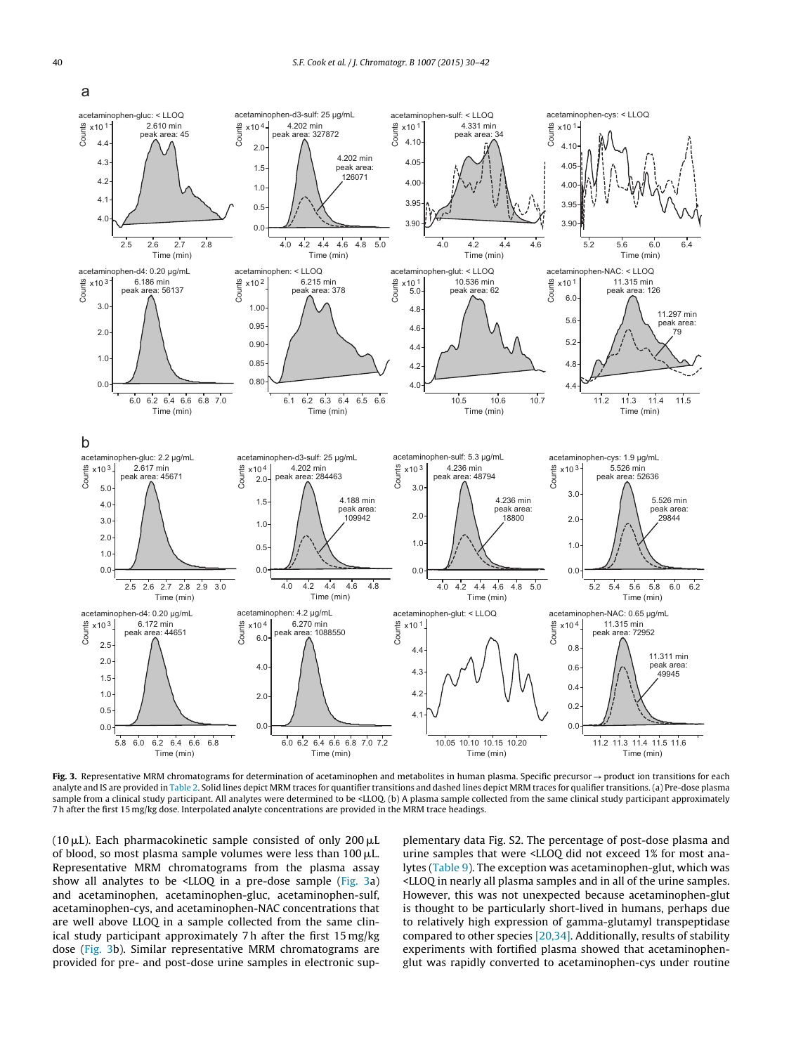**Fig. 3.** Representative MRM chromatograms for determination of acetaminophen and metabolites in human plasma. Specific precursor → product ion transitions for each analyte and IS are provided in Table 2. Solid lines depict MRM traces for quantifier transitions and dashed lines depict MRM traces for qualifier transitions. (a) Pre-dose plasma sample from a clinical study participant. All analytes were determined to be <LLOQ. (b) A plasma sample collected from the same clinical study participant approximately 7 h after the first 15 mg/kg dose. Interpolated analyte concentrations are provided in the MRM trace headings.

(10 μL). Each pharmacokinetic sample consisted of only 200 μL of blood, so most plasma sample volumes were less than 100 μL. Representative MRM chromatograms from the plasma assay show all analytes to be <LLOQ in a pre-dose sample (Fig. 3a) and acetaminophen, acetaminophen-gluc, acetaminophen-sulf, acetaminophen-cys, and acetaminophen-NAC concentrations that are well above LLOQ in a sample collected from the same clinical study participant approximately 7 h after the first 15 mg/kg dose (Fig. 3b). Similar representative MRM chromatograms are provided for pre- and post-dose urine samples in electronic supplementary data Fig. S2. The percentage of post-dose plasma and urine samples that were <LLOQ did not exceed 1% for most analytes (Table 9). The exception was acetaminophen-glut, which was <LLOQ in nearly all plasma samples and in all of the urine samples. However, this was not unexpected because acetaminophen-glut is thought to be particularly short-lived in humans, perhaps due to relatively high expression of gamma-glutamyl transpeptidase compared to other species [20,34]. Additionally, results of stability experiments with fortified plasma showed that acetaminophen-glut was rapidly converted to acetaminophen-cys under routine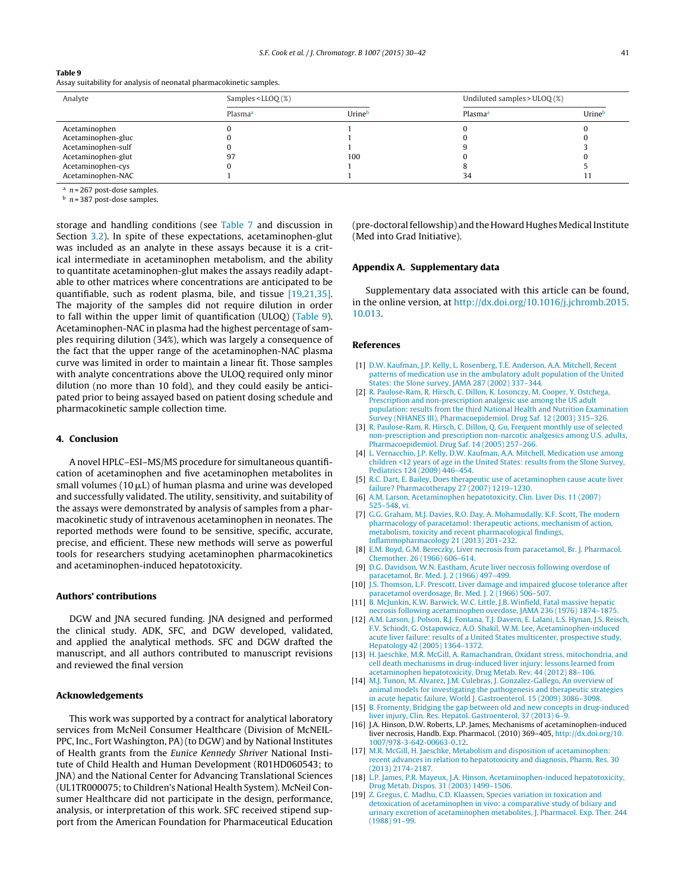**Table 9**
Assay suitability for analysis of neonatal pharmacokinetic samples.

| Analyte | Samples < LLOQ (%) | | Undiluted samples > ULOQ (%) | |
|---|---|---|---|---|
| | Plasma[a] | Urine[b] | Plasma[a] | Urine[b] |
| Acetaminophen | 0 | 1 | 0 | 0 |
| Acetaminophen-gluc | 0 | 1 | 0 | 0 |
| Acetaminophen-sulf | 0 | 1 | 9 | 3 |
| Acetaminophen-glut | 97 | 100 | 0 | 0 |
| Acetaminophen-cys | 0 | 1 | 8 | 5 |
| Acetaminophen-NAC | 1 | 1 | 34 | 11 |

[a] $n = 267$ post-dose samples.
[b] $n = 387$ post-dose samples.

storage and handling conditions (see Table 7 and discussion in Section 3.2). In spite of these expectations, acetaminophen-glut was included as an analyte in these assays because it is a critical intermediate in acetaminophen metabolism, and the ability to quantitate acetaminophen-glut makes the assays readily adaptable to other matrices where concentrations are anticipated to be quantifiable, such as rodent plasma, bile, and tissue [19,21,35]. The majority of the samples did not require dilution in order to fall within the upper limit of quantification (ULOQ) (Table 9). Acetaminophen-NAC in plasma had the highest percentage of samples requiring dilution (34%), which was largely a consequence of the fact that the upper range of the acetaminophen-NAC plasma curve was limited in order to maintain a linear fit. Those samples with analyte concentrations above the ULOQ required only minor dilution (no more than 10 fold), and they could easily be anticipated prior to being assayed based on patient dosing schedule and pharmacokinetic sample collection time.

## 4. Conclusion

A novel HPLC–ESI–MS/MS procedure for simultaneous quantification of acetaminophen and five acetaminophen metabolites in small volumes (10 μL) of human plasma and urine was developed and successfully validated. The utility, sensitivity, and suitability of the assays were demonstrated by analysis of samples from a pharmacokinetic study of intravenous acetaminophen in neonates. The reported methods were found to be sensitive, specific, accurate, precise, and efficient. These new methods will serve as powerful tools for researchers studying acetaminophen pharmacokinetics and acetaminophen-induced hepatotoxicity.

## Authors' contributions

DGW and JNA secured funding. JNA designed and performed the clinical study. ADK, SFC, and DGW developed, validated, and applied the analytical methods. SFC and DGW drafted the manuscript, and all authors contributed to manuscript revisions and reviewed the final version

## Acknowledgements

This work was supported by a contract for analytical laboratory services from McNeil Consumer Healthcare (Division of McNEIL-PPC, Inc., Fort Washington, PA) (to DGW) and by National Institutes of Health grants from the *Eunice Kennedy Shriver* National Institute of Child Health and Human Development (R01HD060543; to JNA) and the National Center for Advancing Translational Sciences (UL1TR000075; to Children's National Health System). McNeil Consumer Healthcare did not participate in the design, performance, analysis, or interpretation of this work. SFC received stipend support from the American Foundation for Pharmaceutical Education (pre-doctoral fellowship) and the Howard Hughes Medical Institute (Med into Grad Initiative).

## Appendix A. Supplementary data

Supplementary data associated with this article can be found, in the online version, at http://dx.doi.org/10.1016/j.jchromb.2015.10.013.

## References

[1] D.W. Kaufman, J.P. Kelly, L. Rosenberg, T.E. Anderson, A.A. Mitchell, Recent patterns of medication use in the ambulatory adult population of the United States: the Slone survey, JAMA 287 (2002) 337–344.

[2] R. Paulose-Ram, R. Hirsch, C. Dillon, K. Losonczy, M. Cooper, Y. Ostchega, Prescription and non-prescription analgesic use among the US adult population: results from the third National Health and Nutrition Examination Survey (NHANES III), Pharmacoepidemiol. Drug Saf. 12 (2003) 315–326.

[3] R. Paulose-Ram, R. Hirsch, C. Dillon, Q. Gu, Frequent monthly use of selected non-prescription and prescription non-narcotic analgesics among U.S. adults, Pharmacoepidemiol. Drug Saf. 14 (2005) 257–266.

[4] L. Vernacchio, J.P. Kelly, D.W. Kaufman, A.A. Mitchell, Medication use among children <12 years of age in the United States: results from the Slone Survey, Pediatrics 124 (2009) 446–454.

[5] R.C. Dart, E. Bailey, Does therapeutic use of acetaminophen cause acute liver failure? Pharmacotherapy 27 (2007) 1219–1230.

[6] A.M. Larson, Acetaminophen hepatotoxicity, Clin. Liver Dis. 11 (2007) 525–548, vi.

[7] G.G. Graham, M.J. Davies, R.O. Day, A. Mohamudally, K.F. Scott, The modern pharmacology of paracetamol: therapeutic actions, mechanism of action, metabolism, toxicity and recent pharmacological findings, Inflammopharmacology 21 (2013) 201–232.

[8] E.M. Boyd, G.M. Bereczky, Liver necrosis from paracetamol, Br. J. Pharmacol. Chemother. 26 (1966) 606–614.

[9] D.G. Davidson, W.N. Eastham, Acute liver necrosis following overdose of paracetamol, Br. Med. J. 2 (1966) 497–499.

[10] J.S. Thomson, L.F. Prescott, Liver damage and impaired glucose tolerance after paracetamol overdosage, Br. Med. J. 2 (1966) 506–507.

[11] B. McJunkin, K.W. Barwick, W.C. Little, J.B. Winfield, Fatal massive hepatic necrosis following acetaminophen overdose, JAMA 236 (1976) 1874–1875.

[12] A.M. Larson, J. Polson, R.J. Fontana, T.J. Davern, E. Lalani, L.S. Hynan, J.S. Reisch, F.V. Schiodt, G. Ostapowicz, A.O. Shakil, W.M. Lee, Acetaminophen-induced acute liver failure: results of a United States multicenter, prospective study, Hepatology 42 (2005) 1364–1372.

[13] H. Jaeschke, M.R. McGill, A. Ramachandran, Oxidant stress, mitochondria, and cell death mechanisms in drug-induced liver injury: lessons learned from acetaminophen hepatotoxicity, Drug Metab. Rev. 44 (2012) 88–106.

[14] M.J. Tunon, M. Alvarez, J.M. Culebras, J. Gonzalez-Gallego, An overview of animal models for investigating the pathogenesis and therapeutic strategies in acute hepatic failure, World J. Gastroenterol. 15 (2009) 3086–3098.

[15] B. Fromenty, Bridging the gap between old and new concepts in drug-induced liver injury, Clin. Res. Hepatol. Gastroenterol. 37 (2013) 6–9.

[16] J.A. Hinson, D.W. Roberts, L.P. James, Mechanisms of acetaminophen-induced liver necrosis, Handb. Exp. Pharmacol. (2010) 369–405, http://dx.doi.org/10.1007/978-3-642-00663-0_12.

[17] M.R. McGill, H. Jaeschke, Metabolism and disposition of acetaminophen: recent advances in relation to hepatotoxicity and diagnosis, Pharm. Res. 30 (2013) 2174–2187.

[18] L.P. James, P.R. Mayeux, J.A. Hinson, Acetaminophen-induced hepatotoxicity, Drug Metab. Dispos. 31 (2003) 1499–1506.

[19] Z. Gregus, C. Madhu, C.D. Klaassen, Species variation in toxication and detoxication of acetaminophen in vivo: a comparative study of biliary and urinary excretion of acetaminophen metabolites, J. Pharmacol. Exp. Ther. 244 (1988) 91–99.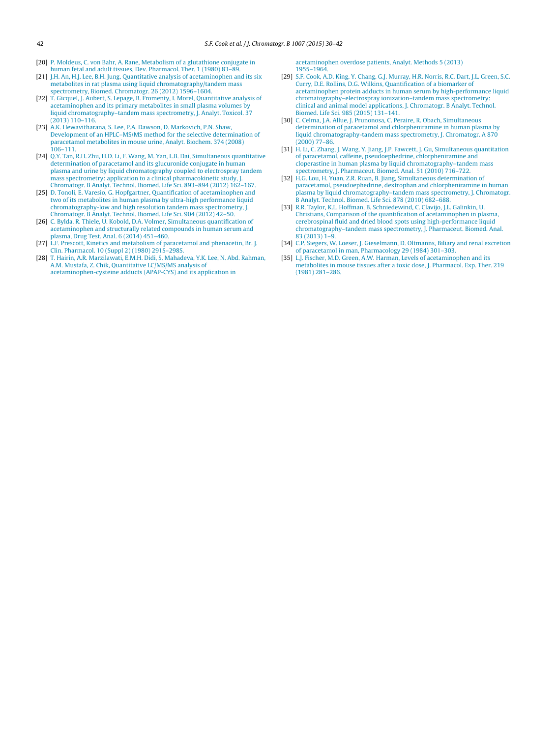[20] P. Moldeus, C. von Bahr, A. Rane, Metabolism of a glutathione conjugate in human fetal and adult tissues, Dev. Pharmacol. Ther. 1 (1980) 83–89.

[21] J.H. An, H.J. Lee, B.H. Jung, Quantitative analysis of acetaminophen and its six metabolites in rat plasma using liquid chromatography/tandem mass spectrometry, Biomed. Chromatogr. 26 (2012) 1596–1604.

[22] T. Gicquel, J. Aubert, S. Lepage, B. Fromenty, I. Morel, Quantitative analysis of acetaminophen and its primary metabolites in small plasma volumes by liquid chromatography–tandem mass spectrometry, J. Analyt. Toxicol. 37 (2013) 110–116.

[23] A.K. Hewavitharana, S. Lee, P.A. Dawson, D. Markovich, P.N. Shaw, Development of an HPLC–MS/MS method for the selective determination of paracetamol metabolites in mouse urine, Analyt. Biochem. 374 (2008) 106–111.

[24] Q.Y. Tan, R.H. Zhu, H.D. Li, F. Wang, M. Yan, L.B. Dai, Simultaneous quantitative determination of paracetamol and its glucuronide conjugate in human plasma and urine by liquid chromatography coupled to electrospray tandem mass spectrometry: application to a clinical pharmacokinetic study, J. Chromatogr. B Analyt. Technol. Biomed. Life Sci. 893–894 (2012) 162–167.

[25] D. Tonoli, E. Varesio, G. Hopfgartner, Quantification of acetaminophen and two of its metabolites in human plasma by ultra-high performance liquid chromatography-low and high resolution tandem mass spectrometry, J. Chromatogr. B Analyt. Technol. Biomed. Life Sci. 904 (2012) 42–50.

[26] C. Bylda, R. Thiele, U. Kobold, D.A. Volmer, Simultaneous quantification of acetaminophen and structurally related compounds in human serum and plasma, Drug Test. Anal. 6 (2014) 451–460.

[27] L.F. Prescott, Kinetics and metabolism of paracetamol and phenacetin, Br. J. Clin. Pharmacol. 10 (Suppl 2) (1980) 291S–298S.

[28] T. Hairin, A.R. Marzilawati, E.M.H. Didi, S. Mahadeva, Y.K. Lee, N. Abd. Rahman, A.M. Mustafa, Z. Chik, Quantitative LC/MS/MS analysis of acetaminophen-cysteine adducts (APAP-CYS) and its application in acetaminophen overdose patients, Analyt. Methods 5 (2013) 1955–1964.

[29] S.F. Cook, A.D. King, Y. Chang, G.J. Murray, H.R. Norris, R.C. Dart, J.L. Green, S.C. Curry, D.E. Rollins, D.G. Wilkins, Quantification of a biomarker of acetaminophen protein adducts in human serum by high-performance liquid chromatography–electrospray ionization–tandem mass spectrometry: clinical and animal model applications, J. Chromatogr. B Analyt. Technol. Biomed. Life Sci. 985 (2015) 131–141.

[30] C. Celma, J.A. Allue, J. Prunonosa, C. Peraire, R. Obach, Simultaneous determination of paracetamol and chlorpheniramine in human plasma by liquid chromatography-tandem mass spectrometry, J. Chromatogr. A 870 (2000) 77–86.

[31] H. Li, C. Zhang, J. Wang, Y. Jiang, J.P. Fawcett, J. Gu, Simultaneous quantitation of paracetamol, caffeine, pseudoephedrine, chlorpheniramine and cloperastine in human plasma by liquid chromatography–tandem mass spectrometry, J. Pharmaceut. Biomed. Anal. 51 (2010) 716–722.

[32] H.G. Lou, H. Yuan, Z.R. Ruan, B. Jiang, Simultaneous determination of paracetamol, pseudoephedrine, dextrophan and chlorpheniramine in human plasma by liquid chromatography–tandem mass spectrometry, J. Chromatogr. B Analyt. Technol. Biomed. Life Sci. 878 (2010) 682–688.

[33] R.R. Taylor, K.L. Hoffman, B. Schniedewind, C. Clavijo, J.L. Galinkin, U. Christians, Comparison of the quantification of acetaminophen in plasma, cerebrospinal fluid and dried blood spots using high-performance liquid chromatography–tandem mass spectrometry, J. Pharmaceut. Biomed. Anal. 83 (2013) 1–9.

[34] C.P. Siegers, W. Loeser, J. Gieselmann, D. Oltmanns, Biliary and renal excretion of paracetamol in man, Pharmacology 29 (1984) 301–303.

[35] L.J. Fischer, M.D. Green, A.W. Harman, Levels of acetaminophen and its metabolites in mouse tissues after a toxic dose, J. Pharmacol. Exp. Ther. 219 (1981) 281–286.